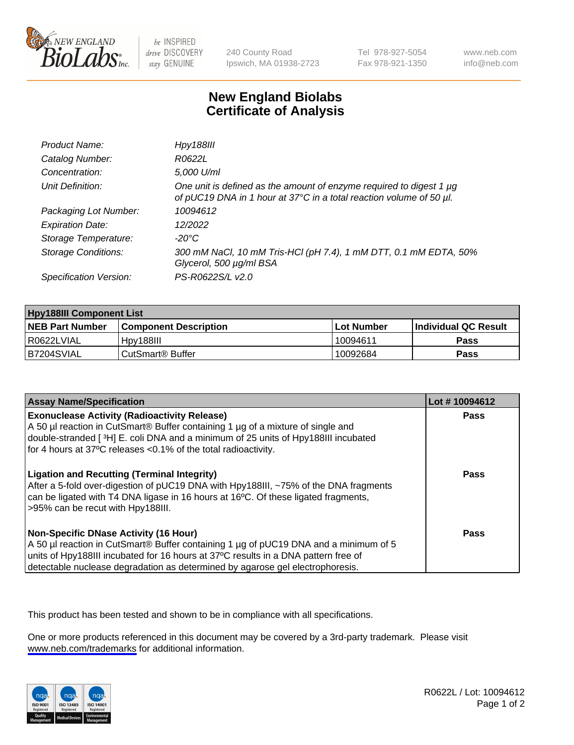New England BioLabs Inc. — be INSPIRED drive DISCOVERY stay GENUINE

240 County Road
Ipswich, MA 01938-2723

Tel 978-927-5054
Fax 978-921-1350

www.neb.com
info@neb.com

# New England Biolabs Certificate of Analysis

| | |
|---|---|
| *Product Name:* | *Hpy188III* |
| *Catalog Number:* | *R0622L* |
| *Concentration:* | *5,000 U/ml* |
| *Unit Definition:* | *One unit is defined as the amount of enzyme required to digest 1 µg of pUC19 DNA in 1 hour at 37°C in a total reaction volume of 50 µl.* |
| *Packaging Lot Number:* | *10094612* |
| *Expiration Date:* | *12/2022* |
| *Storage Temperature:* | *-20°C* |
| *Storage Conditions:* | *300 mM NaCl, 10 mM Tris-HCl (pH 7.4), 1 mM DTT, 0.1 mM EDTA, 50% Glycerol, 500 µg/ml BSA* |
| *Specification Version:* | *PS-R0622S/L v2.0* |

| **Hpy188III Component List** | | | |
|---|---|---|---|
| **NEB Part Number** | **Component Description** | **Lot Number** | **Individual QC Result** |
| R0622LVIAL | Hpy188III | 10094611 | **Pass** |
| B7204SVIAL | CutSmart® Buffer | 10092684 | **Pass** |

| **Assay Name/Specification** | **Lot # 10094612** |
|---|---|
| **Exonuclease Activity (Radioactivity Release)**<br>A 50 µl reaction in CutSmart® Buffer containing 1 µg of a mixture of single and double-stranded [ $^3$H] E. coli DNA and a minimum of 25 units of Hpy188III incubated for 4 hours at 37ºC releases <0.1% of the total radioactivity. | **Pass** |
| **Ligation and Recutting (Terminal Integrity)**<br>After a 5-fold over-digestion of pUC19 DNA with Hpy188III, ~75% of the DNA fragments can be ligated with T4 DNA ligase in 16 hours at 16ºC. Of these ligated fragments, >95% can be recut with Hpy188III. | **Pass** |
| **Non-Specific DNase Activity (16 Hour)**<br>A 50 µl reaction in CutSmart® Buffer containing 1 µg of pUC19 DNA and a minimum of 5 units of Hpy188III incubated for 16 hours at 37ºC results in a DNA pattern free of detectable nuclease degradation as determined by agarose gel electrophoresis. | **Pass** |

This product has been tested and shown to be in compliance with all specifications.

One or more products referenced in this document may be covered by a 3rd-party trademark. Please visit www.neb.com/trademarks for additional information.

R0622L / Lot: 10094612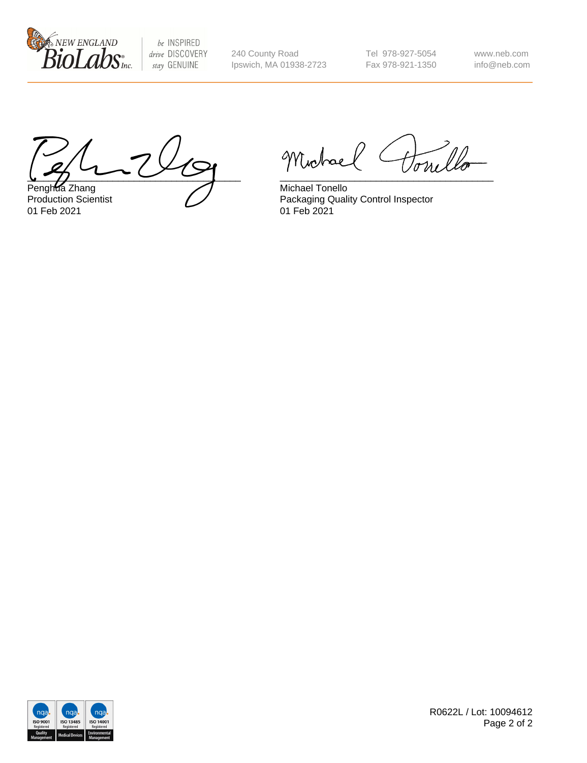Penghua Zhang
Production Scientist
01 Feb 2021

Michael Tonello
Packaging Quality Control Inspector
01 Feb 2021

R0622L / Lot: 10094612